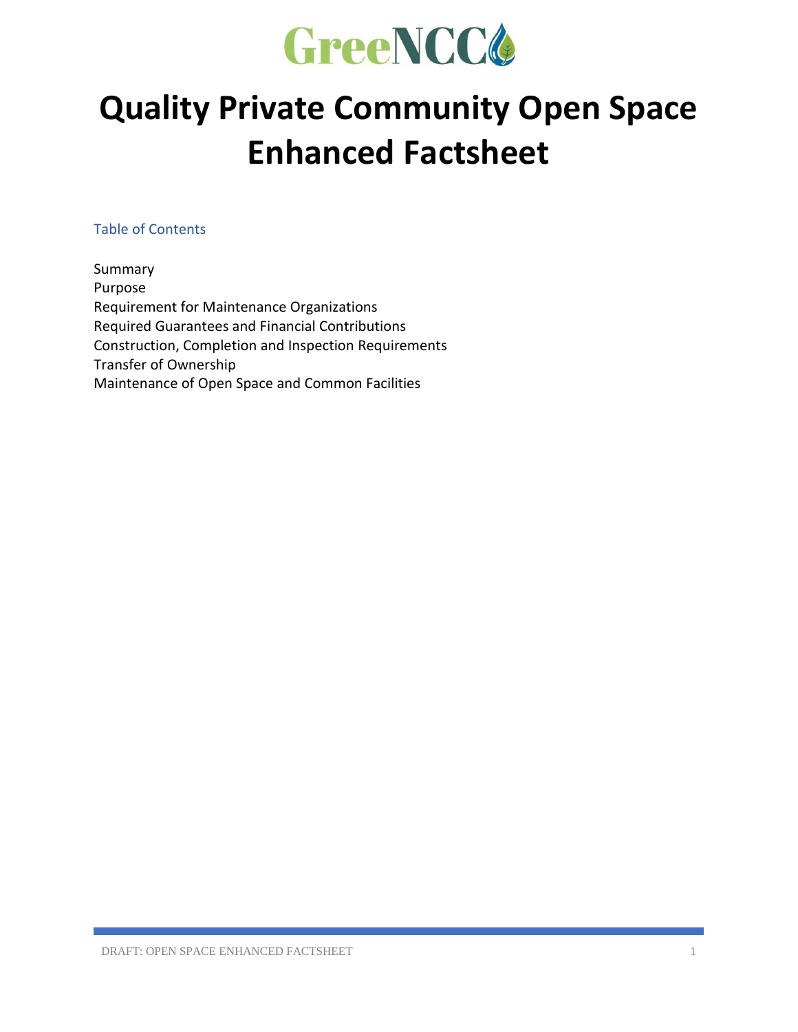GreeNCC

# Quality Private Community Open Space Enhanced Factsheet

Table of Contents

Summary
Purpose
Requirement for Maintenance Organizations
Required Guarantees and Financial Contributions
Construction, Completion and Inspection Requirements
Transfer of Ownership
Maintenance of Open Space and Common Facilities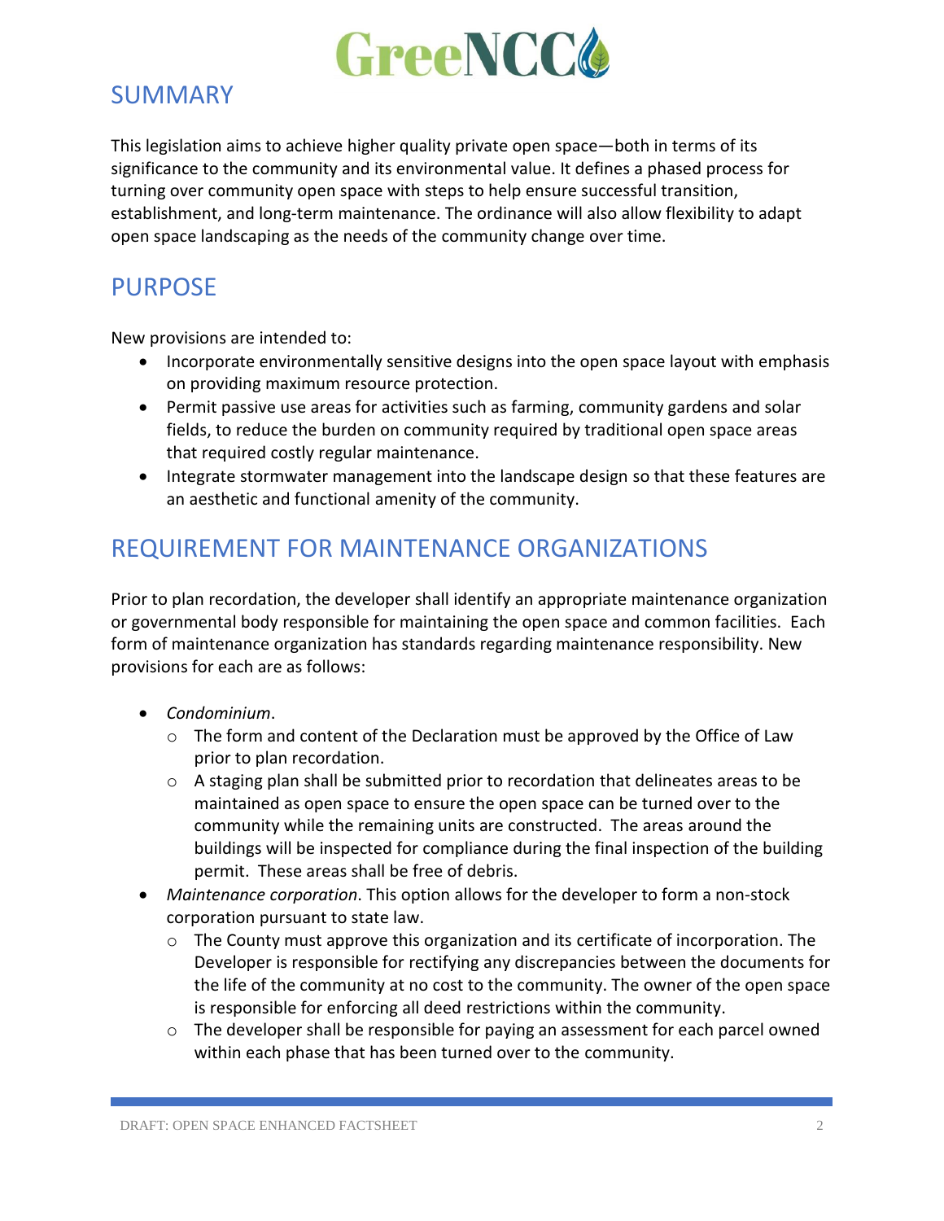## SUMMARY

This legislation aims to achieve higher quality private open space—both in terms of its significance to the community and its environmental value. It defines a phased process for turning over community open space with steps to help ensure successful transition, establishment, and long-term maintenance. The ordinance will also allow flexibility to adapt open space landscaping as the needs of the community change over time.

## PURPOSE

New provisions are intended to:

- Incorporate environmentally sensitive designs into the open space layout with emphasis on providing maximum resource protection.
- Permit passive use areas for activities such as farming, community gardens and solar fields, to reduce the burden on community required by traditional open space areas that required costly regular maintenance.
- Integrate stormwater management into the landscape design so that these features are an aesthetic and functional amenity of the community.

## REQUIREMENT FOR MAINTENANCE ORGANIZATIONS

Prior to plan recordation, the developer shall identify an appropriate maintenance organization or governmental body responsible for maintaining the open space and common facilities. Each form of maintenance organization has standards regarding maintenance responsibility. New provisions for each are as follows:

- *Condominium*.
  - The form and content of the Declaration must be approved by the Office of Law prior to plan recordation.
  - A staging plan shall be submitted prior to recordation that delineates areas to be maintained as open space to ensure the open space can be turned over to the community while the remaining units are constructed. The areas around the buildings will be inspected for compliance during the final inspection of the building permit. These areas shall be free of debris.
- *Maintenance corporation*. This option allows for the developer to form a non-stock corporation pursuant to state law.
  - The County must approve this organization and its certificate of incorporation. The Developer is responsible for rectifying any discrepancies between the documents for the life of the community at no cost to the community. The owner of the open space is responsible for enforcing all deed restrictions within the community.
  - The developer shall be responsible for paying an assessment for each parcel owned within each phase that has been turned over to the community.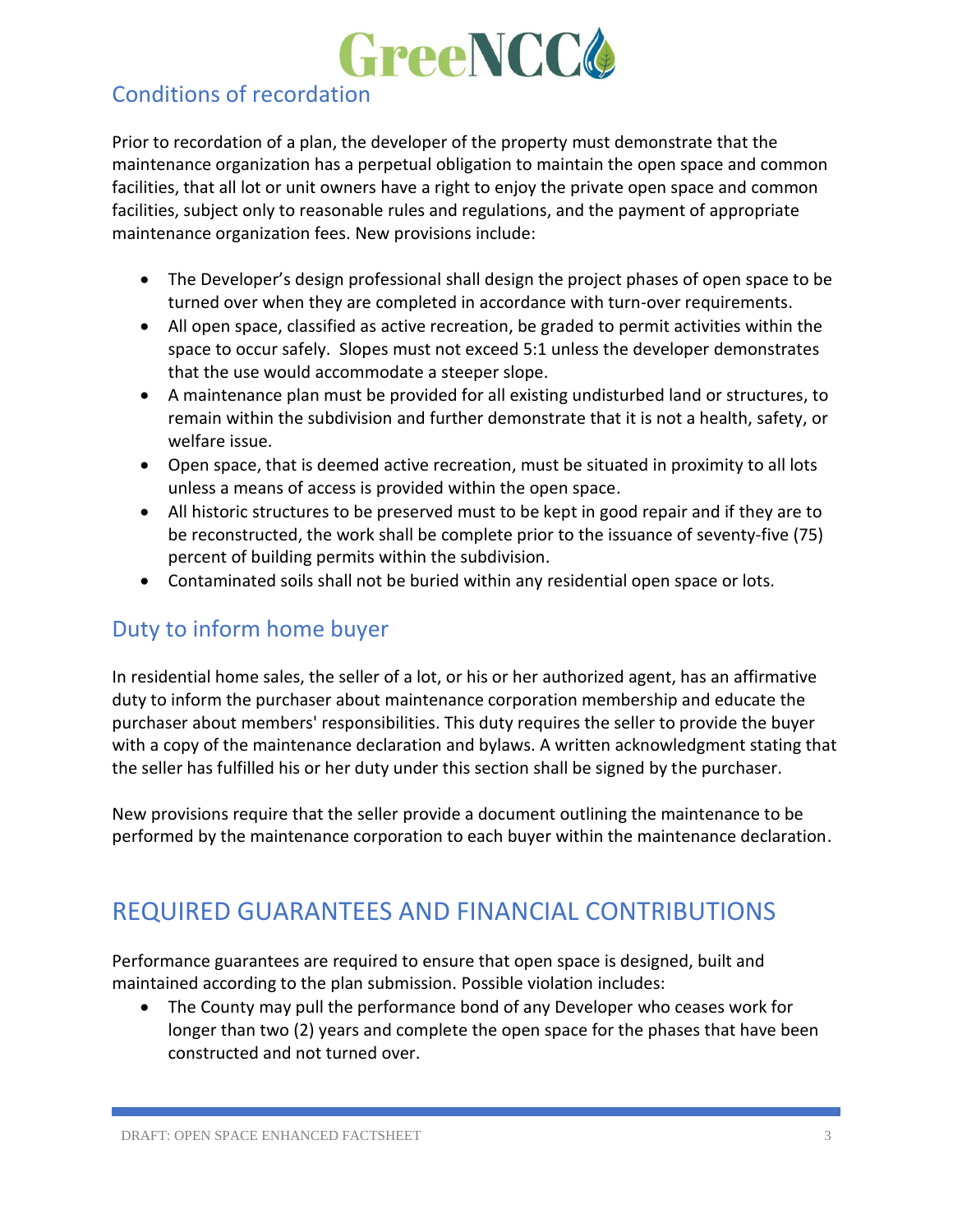## Conditions of recordation

Prior to recordation of a plan, the developer of the property must demonstrate that the maintenance organization has a perpetual obligation to maintain the open space and common facilities, that all lot or unit owners have a right to enjoy the private open space and common facilities, subject only to reasonable rules and regulations, and the payment of appropriate maintenance organization fees. New provisions include:

- The Developer's design professional shall design the project phases of open space to be turned over when they are completed in accordance with turn-over requirements.
- All open space, classified as active recreation, be graded to permit activities within the space to occur safely. Slopes must not exceed 5:1 unless the developer demonstrates that the use would accommodate a steeper slope.
- A maintenance plan must be provided for all existing undisturbed land or structures, to remain within the subdivision and further demonstrate that it is not a health, safety, or welfare issue.
- Open space, that is deemed active recreation, must be situated in proximity to all lots unless a means of access is provided within the open space.
- All historic structures to be preserved must to be kept in good repair and if they are to be reconstructed, the work shall be complete prior to the issuance of seventy-five (75) percent of building permits within the subdivision.
- Contaminated soils shall not be buried within any residential open space or lots.

## Duty to inform home buyer

In residential home sales, the seller of a lot, or his or her authorized agent, has an affirmative duty to inform the purchaser about maintenance corporation membership and educate the purchaser about members' responsibilities. This duty requires the seller to provide the buyer with a copy of the maintenance declaration and bylaws. A written acknowledgment stating that the seller has fulfilled his or her duty under this section shall be signed by the purchaser.

New provisions require that the seller provide a document outlining the maintenance to be performed by the maintenance corporation to each buyer within the maintenance declaration.

# REQUIRED GUARANTEES AND FINANCIAL CONTRIBUTIONS

Performance guarantees are required to ensure that open space is designed, built and maintained according to the plan submission. Possible violation includes:

- The County may pull the performance bond of any Developer who ceases work for longer than two (2) years and complete the open space for the phases that have been constructed and not turned over.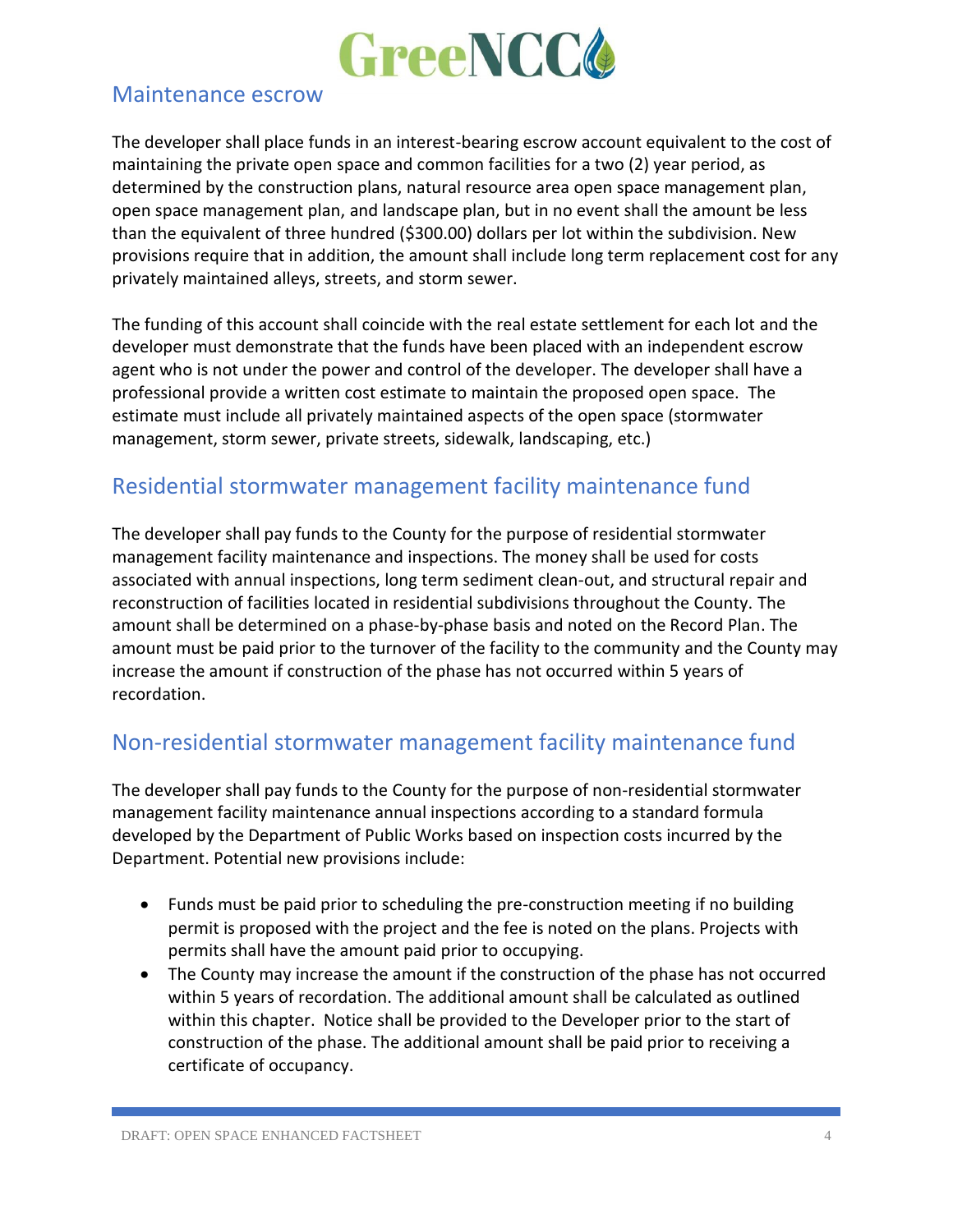## Maintenance escrow

The developer shall place funds in an interest-bearing escrow account equivalent to the cost of maintaining the private open space and common facilities for a two (2) year period, as determined by the construction plans, natural resource area open space management plan, open space management plan, and landscape plan, but in no event shall the amount be less than the equivalent of three hundred ($300.00) dollars per lot within the subdivision. New provisions require that in addition, the amount shall include long term replacement cost for any privately maintained alleys, streets, and storm sewer.

The funding of this account shall coincide with the real estate settlement for each lot and the developer must demonstrate that the funds have been placed with an independent escrow agent who is not under the power and control of the developer. The developer shall have a professional provide a written cost estimate to maintain the proposed open space. The estimate must include all privately maintained aspects of the open space (stormwater management, storm sewer, private streets, sidewalk, landscaping, etc.)

## Residential stormwater management facility maintenance fund

The developer shall pay funds to the County for the purpose of residential stormwater management facility maintenance and inspections. The money shall be used for costs associated with annual inspections, long term sediment clean-out, and structural repair and reconstruction of facilities located in residential subdivisions throughout the County. The amount shall be determined on a phase-by-phase basis and noted on the Record Plan. The amount must be paid prior to the turnover of the facility to the community and the County may increase the amount if construction of the phase has not occurred within 5 years of recordation.

## Non-residential stormwater management facility maintenance fund

The developer shall pay funds to the County for the purpose of non-residential stormwater management facility maintenance annual inspections according to a standard formula developed by the Department of Public Works based on inspection costs incurred by the Department. Potential new provisions include:

- Funds must be paid prior to scheduling the pre-construction meeting if no building permit is proposed with the project and the fee is noted on the plans. Projects with permits shall have the amount paid prior to occupying.
- The County may increase the amount if the construction of the phase has not occurred within 5 years of recordation. The additional amount shall be calculated as outlined within this chapter. Notice shall be provided to the Developer prior to the start of construction of the phase. The additional amount shall be paid prior to receiving a certificate of occupancy.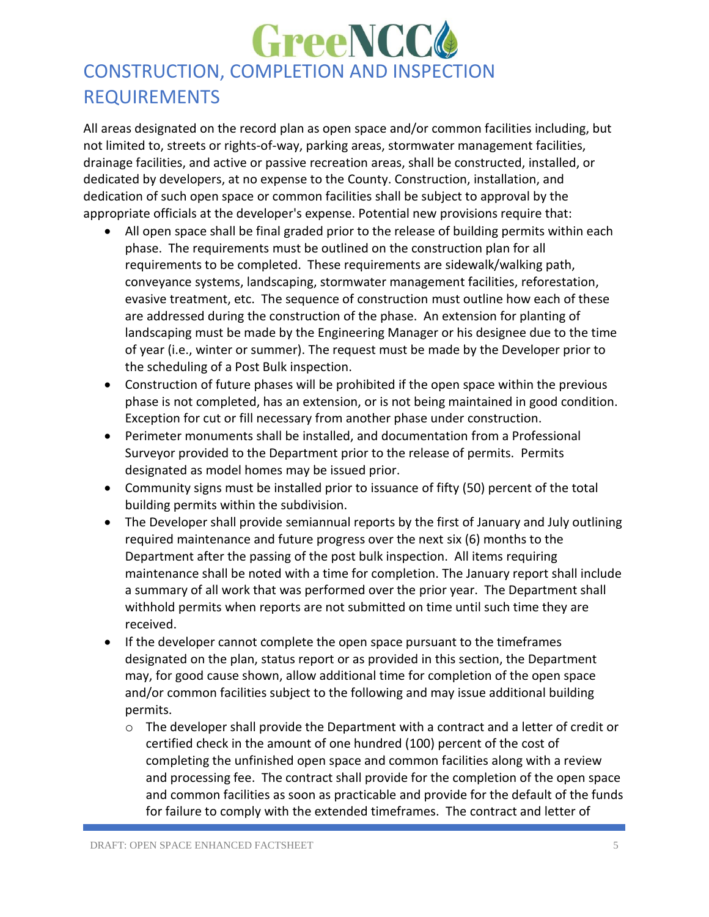## CONSTRUCTION, COMPLETION AND INSPECTION REQUIREMENTS

All areas designated on the record plan as open space and/or common facilities including, but not limited to, streets or rights-of-way, parking areas, stormwater management facilities, drainage facilities, and active or passive recreation areas, shall be constructed, installed, or dedicated by developers, at no expense to the County. Construction, installation, and dedication of such open space or common facilities shall be subject to approval by the appropriate officials at the developer's expense. Potential new provisions require that:

- All open space shall be final graded prior to the release of building permits within each phase. The requirements must be outlined on the construction plan for all requirements to be completed. These requirements are sidewalk/walking path, conveyance systems, landscaping, stormwater management facilities, reforestation, evasive treatment, etc. The sequence of construction must outline how each of these are addressed during the construction of the phase. An extension for planting of landscaping must be made by the Engineering Manager or his designee due to the time of year (i.e., winter or summer). The request must be made by the Developer prior to the scheduling of a Post Bulk inspection.
- Construction of future phases will be prohibited if the open space within the previous phase is not completed, has an extension, or is not being maintained in good condition. Exception for cut or fill necessary from another phase under construction.
- Perimeter monuments shall be installed, and documentation from a Professional Surveyor provided to the Department prior to the release of permits. Permits designated as model homes may be issued prior.
- Community signs must be installed prior to issuance of fifty (50) percent of the total building permits within the subdivision.
- The Developer shall provide semiannual reports by the first of January and July outlining required maintenance and future progress over the next six (6) months to the Department after the passing of the post bulk inspection. All items requiring maintenance shall be noted with a time for completion. The January report shall include a summary of all work that was performed over the prior year. The Department shall withhold permits when reports are not submitted on time until such time they are received.
- If the developer cannot complete the open space pursuant to the timeframes designated on the plan, status report or as provided in this section, the Department may, for good cause shown, allow additional time for completion of the open space and/or common facilities subject to the following and may issue additional building permits.
    - The developer shall provide the Department with a contract and a letter of credit or certified check in the amount of one hundred (100) percent of the cost of completing the unfinished open space and common facilities along with a review and processing fee. The contract shall provide for the completion of the open space and common facilities as soon as practicable and provide for the default of the funds for failure to comply with the extended timeframes. The contract and letter of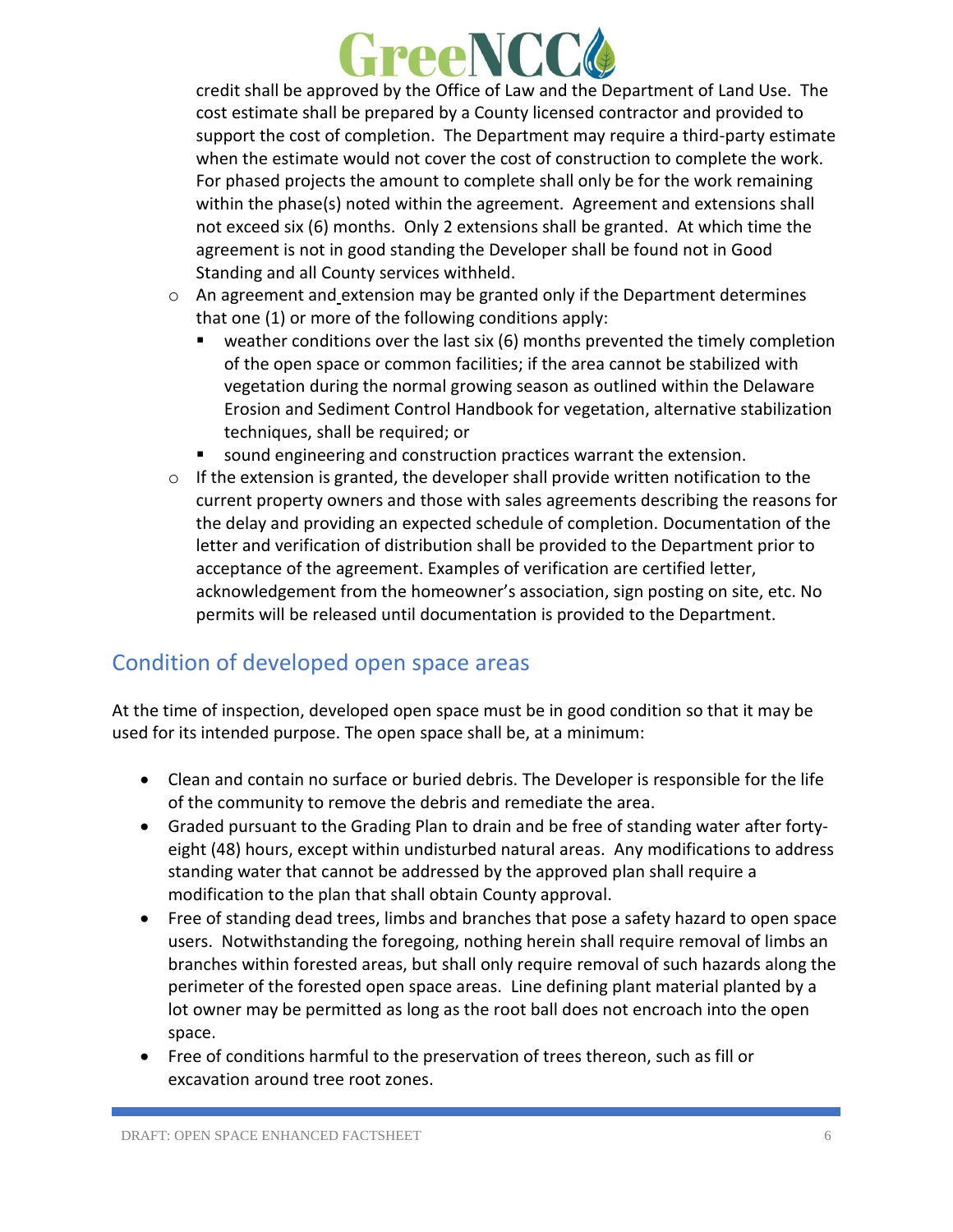credit shall be approved by the Office of Law and the Department of Land Use. The cost estimate shall be prepared by a County licensed contractor and provided to support the cost of completion. The Department may require a third-party estimate when the estimate would not cover the cost of construction to complete the work. For phased projects the amount to complete shall only be for the work remaining within the phase(s) noted within the agreement. Agreement and extensions shall not exceed six (6) months. Only 2 extensions shall be granted. At which time the agreement is not in good standing the Developer shall be found not in Good Standing and all County services withheld.

- An agreement and extension may be granted only if the Department determines that one (1) or more of the following conditions apply:
  - weather conditions over the last six (6) months prevented the timely completion of the open space or common facilities; if the area cannot be stabilized with vegetation during the normal growing season as outlined within the Delaware Erosion and Sediment Control Handbook for vegetation, alternative stabilization techniques, shall be required; or
  - sound engineering and construction practices warrant the extension.
- If the extension is granted, the developer shall provide written notification to the current property owners and those with sales agreements describing the reasons for the delay and providing an expected schedule of completion. Documentation of the letter and verification of distribution shall be provided to the Department prior to acceptance of the agreement. Examples of verification are certified letter, acknowledgement from the homeowner's association, sign posting on site, etc. No permits will be released until documentation is provided to the Department.

## Condition of developed open space areas

At the time of inspection, developed open space must be in good condition so that it may be used for its intended purpose. The open space shall be, at a minimum:

- Clean and contain no surface or buried debris. The Developer is responsible for the life of the community to remove the debris and remediate the area.
- Graded pursuant to the Grading Plan to drain and be free of standing water after forty-eight (48) hours, except within undisturbed natural areas. Any modifications to address standing water that cannot be addressed by the approved plan shall require a modification to the plan that shall obtain County approval.
- Free of standing dead trees, limbs and branches that pose a safety hazard to open space users. Notwithstanding the foregoing, nothing herein shall require removal of limbs an branches within forested areas, but shall only require removal of such hazards along the perimeter of the forested open space areas. Line defining plant material planted by a lot owner may be permitted as long as the root ball does not encroach into the open space.
- Free of conditions harmful to the preservation of trees thereon, such as fill or excavation around tree root zones.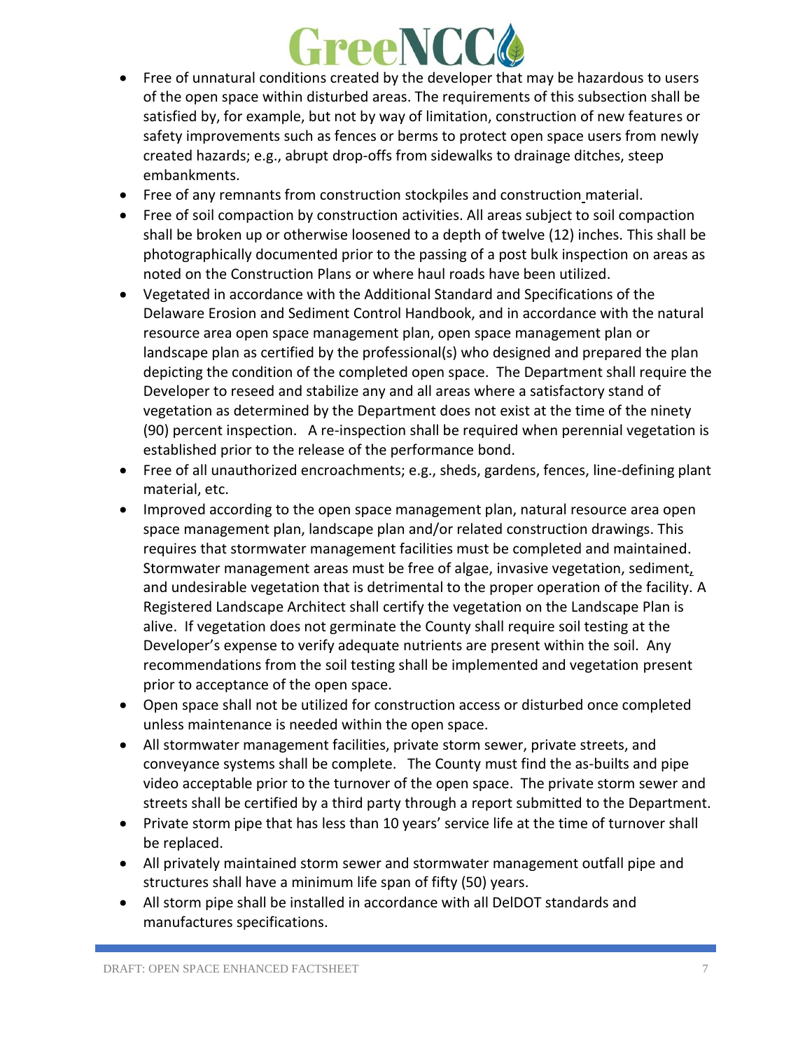- Free of unnatural conditions created by the developer that may be hazardous to users of the open space within disturbed areas. The requirements of this subsection shall be satisfied by, for example, but not by way of limitation, construction of new features or safety improvements such as fences or berms to protect open space users from newly created hazards; e.g., abrupt drop-offs from sidewalks to drainage ditches, steep embankments.
- Free of any remnants from construction stockpiles and construction material.
- Free of soil compaction by construction activities. All areas subject to soil compaction shall be broken up or otherwise loosened to a depth of twelve (12) inches. This shall be photographically documented prior to the passing of a post bulk inspection on areas as noted on the Construction Plans or where haul roads have been utilized.
- Vegetated in accordance with the Additional Standard and Specifications of the Delaware Erosion and Sediment Control Handbook, and in accordance with the natural resource area open space management plan, open space management plan or landscape plan as certified by the professional(s) who designed and prepared the plan depicting the condition of the completed open space. The Department shall require the Developer to reseed and stabilize any and all areas where a satisfactory stand of vegetation as determined by the Department does not exist at the time of the ninety (90) percent inspection. A re-inspection shall be required when perennial vegetation is established prior to the release of the performance bond.
- Free of all unauthorized encroachments; e.g., sheds, gardens, fences, line-defining plant material, etc.
- Improved according to the open space management plan, natural resource area open space management plan, landscape plan and/or related construction drawings. This requires that stormwater management facilities must be completed and maintained. Stormwater management areas must be free of algae, invasive vegetation, sediment, and undesirable vegetation that is detrimental to the proper operation of the facility. A Registered Landscape Architect shall certify the vegetation on the Landscape Plan is alive. If vegetation does not germinate the County shall require soil testing at the Developer's expense to verify adequate nutrients are present within the soil. Any recommendations from the soil testing shall be implemented and vegetation present prior to acceptance of the open space.
- Open space shall not be utilized for construction access or disturbed once completed unless maintenance is needed within the open space.
- All stormwater management facilities, private storm sewer, private streets, and conveyance systems shall be complete. The County must find the as-builts and pipe video acceptable prior to the turnover of the open space. The private storm sewer and streets shall be certified by a third party through a report submitted to the Department.
- Private storm pipe that has less than 10 years' service life at the time of turnover shall be replaced.
- All privately maintained storm sewer and stormwater management outfall pipe and structures shall have a minimum life span of fifty (50) years.
- All storm pipe shall be installed in accordance with all DelDOT standards and manufactures specifications.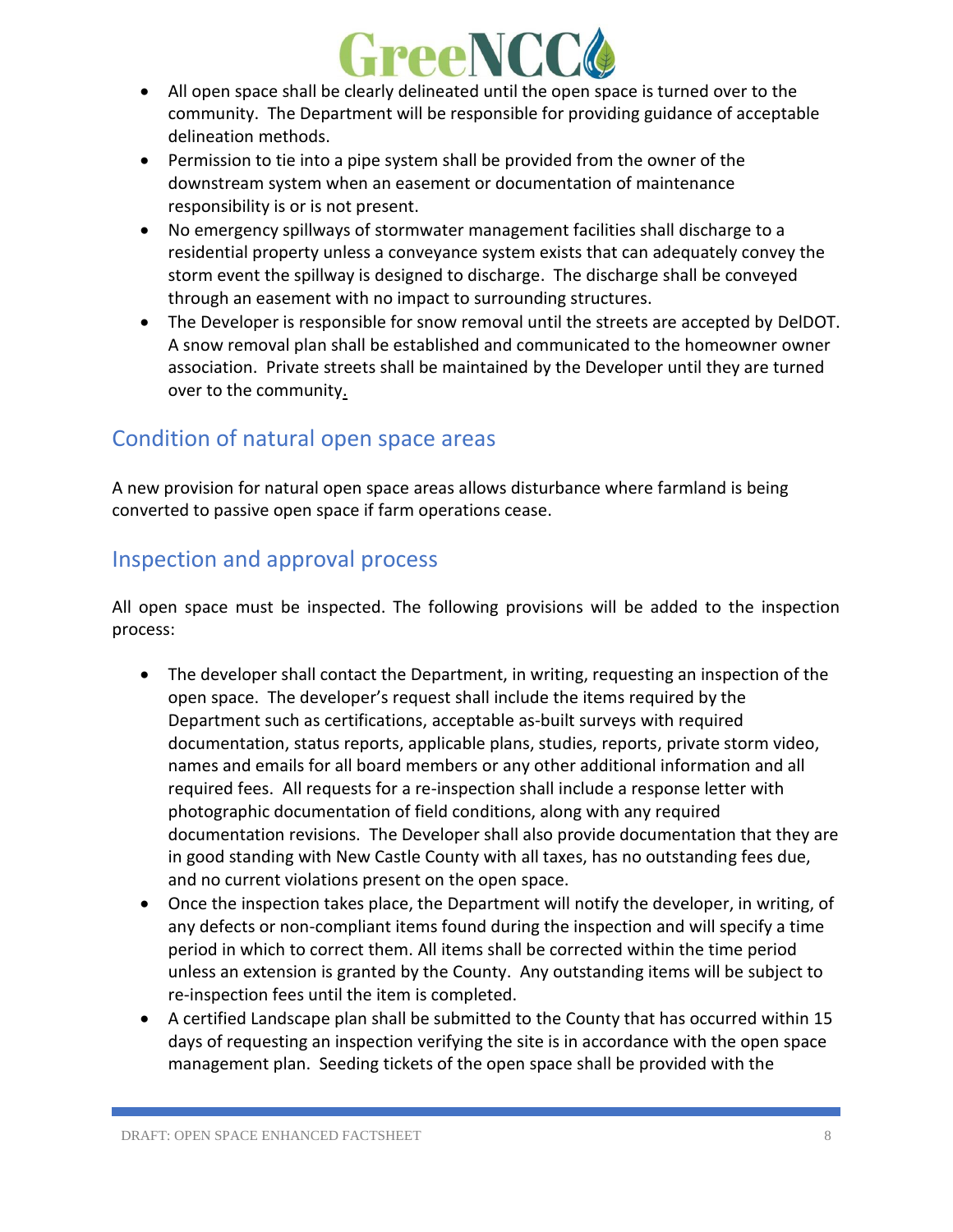- All open space shall be clearly delineated until the open space is turned over to the community. The Department will be responsible for providing guidance of acceptable delineation methods.
- Permission to tie into a pipe system shall be provided from the owner of the downstream system when an easement or documentation of maintenance responsibility is or is not present.
- No emergency spillways of stormwater management facilities shall discharge to a residential property unless a conveyance system exists that can adequately convey the storm event the spillway is designed to discharge. The discharge shall be conveyed through an easement with no impact to surrounding structures.
- The Developer is responsible for snow removal until the streets are accepted by DelDOT. A snow removal plan shall be established and communicated to the homeowner owner association. Private streets shall be maintained by the Developer until they are turned over to the community.

## Condition of natural open space areas

A new provision for natural open space areas allows disturbance where farmland is being converted to passive open space if farm operations cease.

## Inspection and approval process

All open space must be inspected. The following provisions will be added to the inspection process:

- The developer shall contact the Department, in writing, requesting an inspection of the open space. The developer's request shall include the items required by the Department such as certifications, acceptable as-built surveys with required documentation, status reports, applicable plans, studies, reports, private storm video, names and emails for all board members or any other additional information and all required fees. All requests for a re-inspection shall include a response letter with photographic documentation of field conditions, along with any required documentation revisions. The Developer shall also provide documentation that they are in good standing with New Castle County with all taxes, has no outstanding fees due, and no current violations present on the open space.
- Once the inspection takes place, the Department will notify the developer, in writing, of any defects or non-compliant items found during the inspection and will specify a time period in which to correct them. All items shall be corrected within the time period unless an extension is granted by the County. Any outstanding items will be subject to re-inspection fees until the item is completed.
- A certified Landscape plan shall be submitted to the County that has occurred within 15 days of requesting an inspection verifying the site is in accordance with the open space management plan. Seeding tickets of the open space shall be provided with the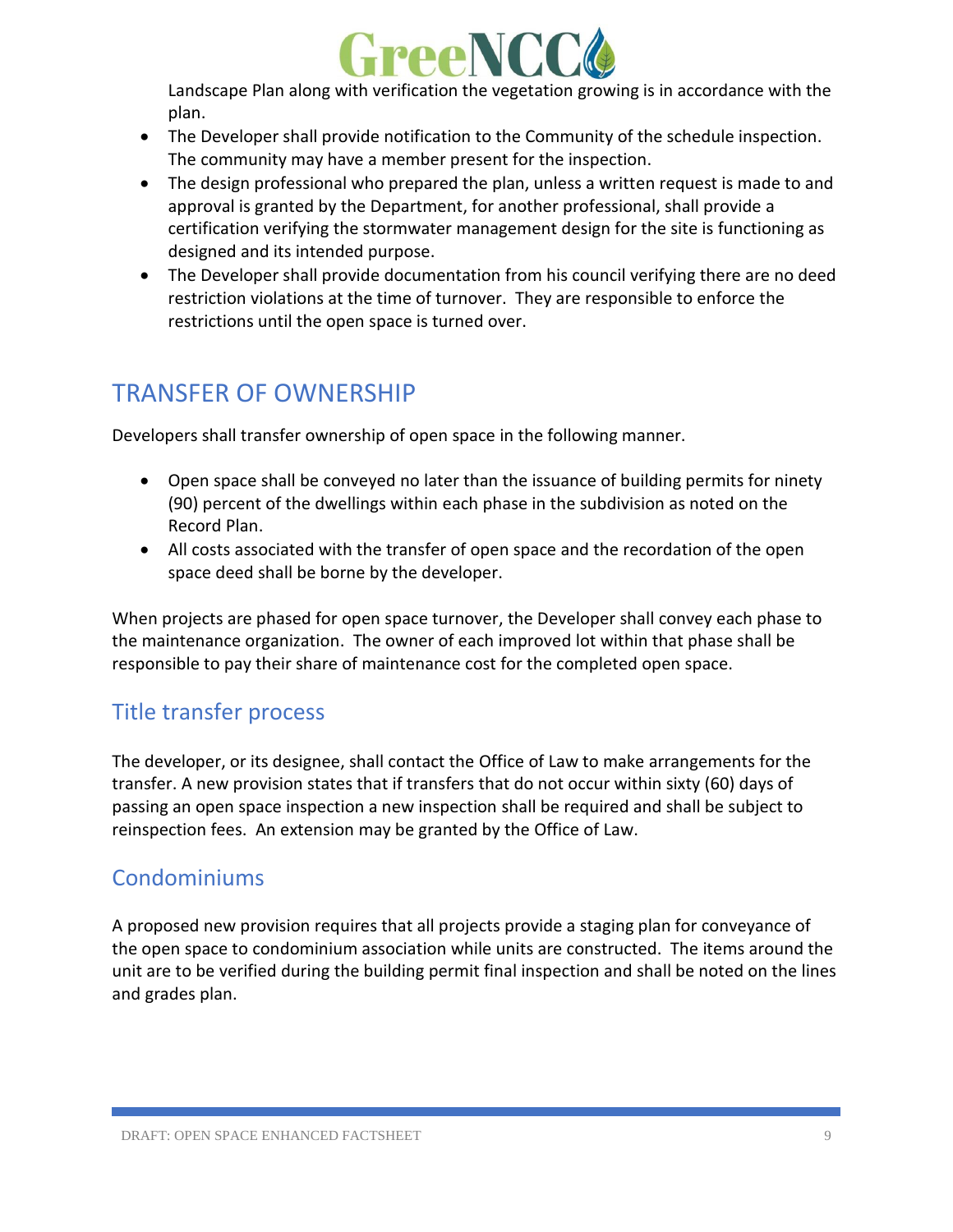Landscape Plan along with verification the vegetation growing is in accordance with the plan.

- The Developer shall provide notification to the Community of the schedule inspection. The community may have a member present for the inspection.
- The design professional who prepared the plan, unless a written request is made to and approval is granted by the Department, for another professional, shall provide a certification verifying the stormwater management design for the site is functioning as designed and its intended purpose.
- The Developer shall provide documentation from his council verifying there are no deed restriction violations at the time of turnover. They are responsible to enforce the restrictions until the open space is turned over.

## TRANSFER OF OWNERSHIP

Developers shall transfer ownership of open space in the following manner.

- Open space shall be conveyed no later than the issuance of building permits for ninety (90) percent of the dwellings within each phase in the subdivision as noted on the Record Plan.
- All costs associated with the transfer of open space and the recordation of the open space deed shall be borne by the developer.

When projects are phased for open space turnover, the Developer shall convey each phase to the maintenance organization. The owner of each improved lot within that phase shall be responsible to pay their share of maintenance cost for the completed open space.

### Title transfer process

The developer, or its designee, shall contact the Office of Law to make arrangements for the transfer. A new provision states that if transfers that do not occur within sixty (60) days of passing an open space inspection a new inspection shall be required and shall be subject to reinspection fees. An extension may be granted by the Office of Law.

### Condominiums

A proposed new provision requires that all projects provide a staging plan for conveyance of the open space to condominium association while units are constructed. The items around the unit are to be verified during the building permit final inspection and shall be noted on the lines and grades plan.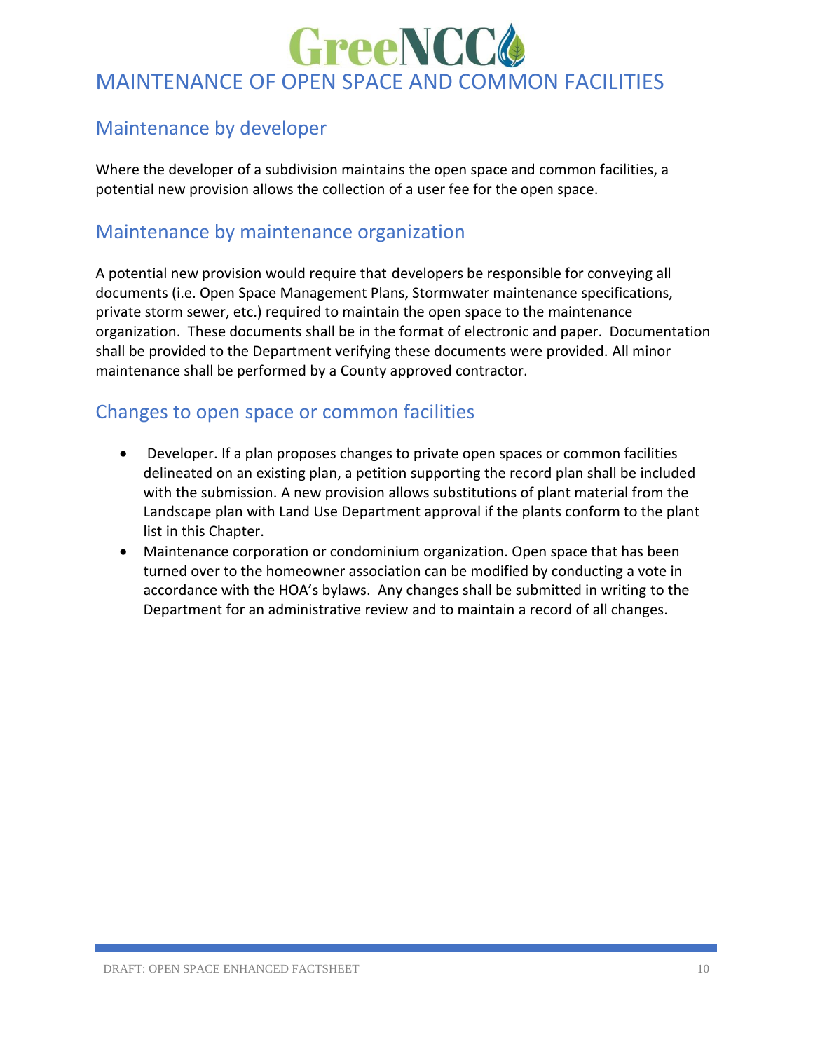# MAINTENANCE OF OPEN SPACE AND COMMON FACILITIES

## Maintenance by developer

Where the developer of a subdivision maintains the open space and common facilities, a potential new provision allows the collection of a user fee for the open space.

## Maintenance by maintenance organization

A potential new provision would require that developers be responsible for conveying all documents (i.e. Open Space Management Plans, Stormwater maintenance specifications, private storm sewer, etc.) required to maintain the open space to the maintenance organization. These documents shall be in the format of electronic and paper. Documentation shall be provided to the Department verifying these documents were provided. All minor maintenance shall be performed by a County approved contractor.

## Changes to open space or common facilities

- Developer. If a plan proposes changes to private open spaces or common facilities delineated on an existing plan, a petition supporting the record plan shall be included with the submission. A new provision allows substitutions of plant material from the Landscape plan with Land Use Department approval if the plants conform to the plant list in this Chapter.
- Maintenance corporation or condominium organization. Open space that has been turned over to the homeowner association can be modified by conducting a vote in accordance with the HOA's bylaws. Any changes shall be submitted in writing to the Department for an administrative review and to maintain a record of all changes.